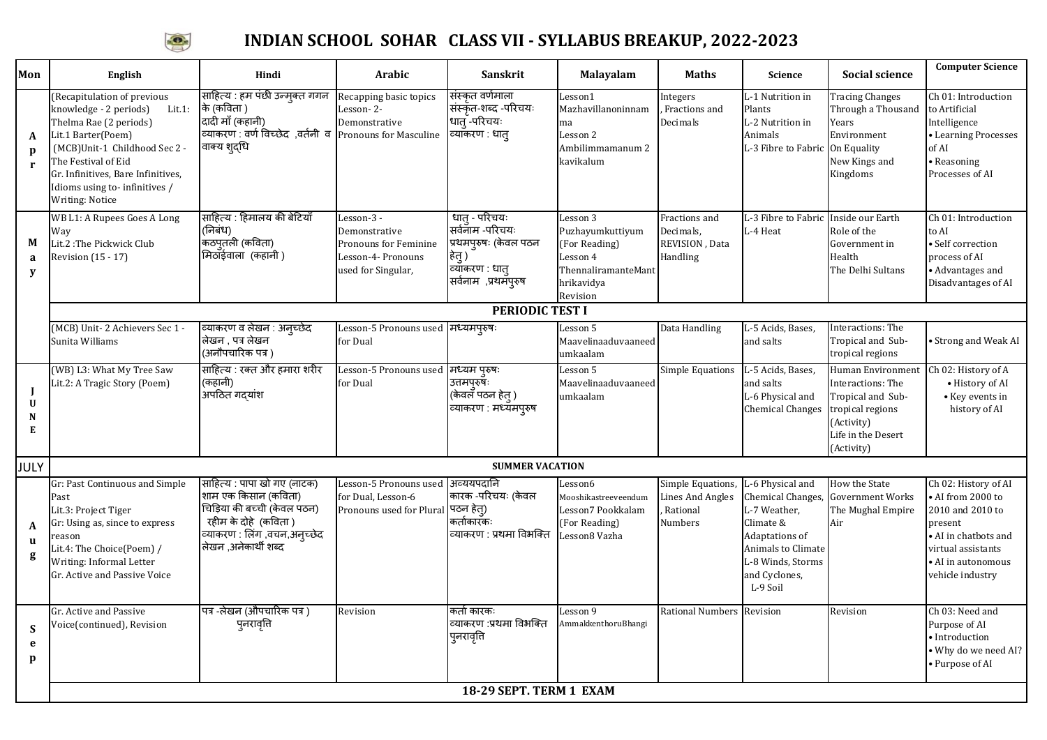# INDIAN SCHOOL SOHAR CLASS VII - SYLLABUS BREAKUP, 2022-2023

| Mon | English | Hindi | Arabic | Sanskrit | Malayalam | Maths | Science | Social science | Computer Science |
|---|---|---|---|---|---|---|---|---|---|
| Apr | (Recapitulation of previous knowledge - 2 periods) Lit.1: Thelma Rae (2 periods) Lit.1 Barter(Poem) (MCB)Unit-1 Childhood Sec 2 - The Festival of Eid Gr. Infinitives, Bare Infinitives, Idioms using to- infinitives / Writing: Notice | साहित्य : हम पंछी उन्मुक्त गगन के (कविता ) दादी माँ (कहानी) व्याकरण : वर्ण विच्छेद ,वर्तनी व वाक्य शुद्धि | Recapping basic topics Lesson- 2- Demonstrative Pronouns for Masculine | संस्कृत वर्णमाला संस्कृत-शब्द -परिचयः धातु -परिचयः व्याकरण : धातु | Lesson1 Mazhavillanoninnam ma Lesson 2 Ambilimmamanum 2 kavikalum | Integers , Fractions and Decimals | L-1 Nutrition in Plants L-2 Nutrition in Animals L-3 Fibre to Fabric | Tracing Changes Through a Thousand Years Environment On Equality New Kings and Kingdoms | Ch 01: Introduction to Artificial Intelligence • Learning Processes of AI • Reasoning Processes of AI |
| May | WB L1: A Rupees Goes A Long Way Lit.2 :The Pickwick Club Revision (15 - 17) | साहित्य : हिमालय की बेटियाँ (निबंध) कठपुतली (कविता) मिठाईवाला (कहानी ) | Lesson-3 - Demonstrative Pronouns for Feminine Lesson-4- Pronouns used for Singular, | धातु - परिचयः सर्वनाम -परिचयः प्रथमपुरुषः (केवल पठन हेतु ) व्याकरण : धातु सर्वनाम ,प्रथमपुरुष | Lesson 3 Puzhayumkuttiyum (For Reading) Lesson 4 ThennaliramanteMant hrikavidya Revision | Fractions and Decimals, REVISION , Data Handling | L-3 Fibre to Fabric L-4 Heat | Inside our Earth Role of the Government in Health The Delhi Sultans | Ch 01: Introduction to AI • Self correction process of AI • Advantages and Disadvantages of AI |
| | **PERIODIC TEST I** | | | | | | | | |
| | (MCB) Unit- 2 Achievers Sec 1 - Sunita Williams | व्याकरण व लेखन : अनुच्छेद लेखन , पत्र लेखन (अनौपचारिक पत्र ) | Lesson-5 Pronouns used for Dual | मध्यमपुरुषः | Lesson 5 Maavelinaaduvaaneed umkaalam | Data Handling | L-5 Acids, Bases, and salts | Interactions: The Tropical and Sub-tropical regions | • Strong and Weak AI |
| JUNE | (WB) L3: What My Tree Saw Lit.2: A Tragic Story (Poem) | साहित्य : रक्त और हमारा शरीर (कहानी) अपठित गद्यांश | Lesson-5 Pronouns used for Dual | मध्यम पुरुषः उत्तमपुरुषः (केवल पठन हेतु ) व्याकरण : मध्यमपुरुष | Lesson 5 Maavelinaaduvaaneed umkaalam | Simple Equations | L-5 Acids, Bases, and salts L-6 Physical and Chemical Changes | Human Environment Interactions: The Tropical and Sub-tropical regions (Activity) Life in the Desert (Activity) | Ch 02: History of A • History of AI • Key events in history of AI |
| JULY | **SUMMER VACATION** | | | | | | | | |
| Aug | Gr: Past Continuous and Simple Past Lit.3: Project Tiger Gr: Using as, since to express reason Lit.4: The Choice(Poem) / Writing: Informal Letter Gr. Active and Passive Voice | साहित्य : पापा खो गए (नाटक) शाम एक किसान (कविता) चिड़िया की बच्ची (केवल पठन) रहीम के दोहे (कविता ) व्याकरण : लिंग ,वचन,अनुच्छेद लेखन ,अनेकार्थी शब्द | Lesson-5 Pronouns used for Dual, Lesson-6 Pronouns used for Plural | अव्ययपदानि कारक -परिचयः (केवल पठन हेतु) कर्ताकारकः व्याकरण : प्रथमा विभक्ति | Lesson6 Mooshikastreeveendum Lesson7 Pookkalam (For Reading) Lesson8 Vazha | Simple Equations, Lines And Angles , Rational Numbers | L-6 Physical and Chemical Changes, L-7 Weather, Climate & Adaptations of Animals to Climate L-8 Winds, Storms and Cyclones, L-9 Soil | How the State Government Works The Mughal Empire Air | Ch 02: History of AI • AI from 2000 to 2010 and 2010 to present • AI in chatbots and virtual assistants • AI in autonomous vehicle industry |
| Sep | Gr. Active and Passive Voice(continued), Revision | पत्र -लेखन (औपचारिक पत्र ) पुनरावृत्ति | Revision | कर्ता कारकः व्याकरण :प्रथमा विभक्ति पुनरावृत्ति | Lesson 9 AmmakkenthoruBhangi | Rational Numbers | Revision | Revision | Ch 03: Need and Purpose of AI • Introduction • Why do we need AI? • Purpose of AI |
| | **18-29 SEPT. TERM 1 EXAM** | | | | | | | | |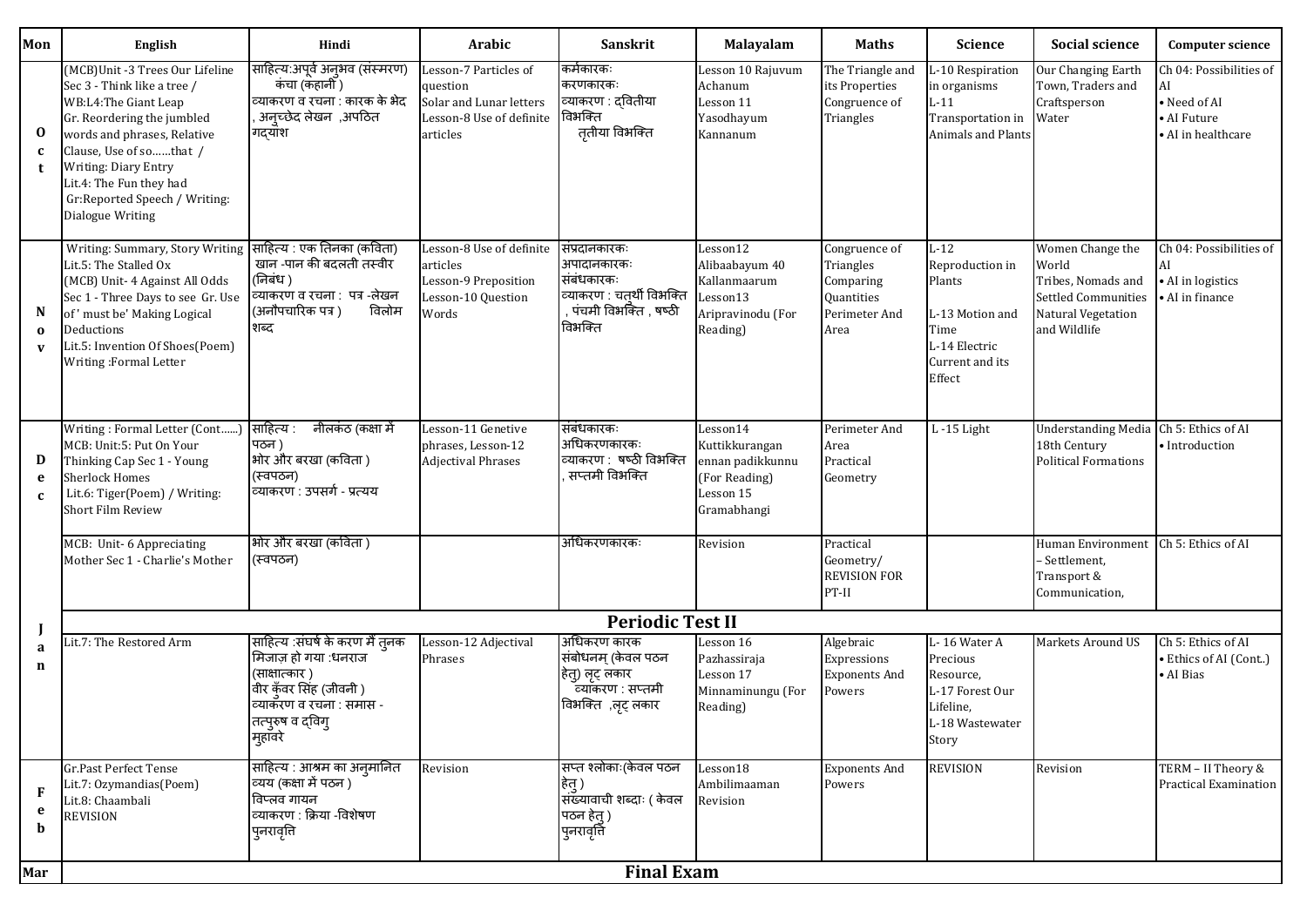| Mon | English | Hindi | Arabic | Sanskrit | Malayalam | Maths | Science | Social science | Computer science |
|---|---|---|---|---|---|---|---|---|---|
| Oct | (MCB)Unit -3 Trees Our Lifeline Sec 3 - Think like a tree / WB:L4:The Giant Leap Gr. Reordering the jumbled words and phrases, Relative Clause, Use of so……that / Writing: Diary Entry Lit.4: The Fun they had Gr:Reported Speech / Writing: Dialogue Writing | साहित्य:अपूर्व अनुभव (संस्मरण) कंचा (कहानी ) व्याकरण व रचना : कारक के भेद , अनुच्छेद लेखन ,अपठित गद्यांश | Lesson-7 Particles of question Solar and Lunar letters Lesson-8 Use of definite articles | कर्मकारकः करणकारकः व्याकरण : द्वितीया विभक्ति तृतीया विभक्ति | Lesson 10 Rajuvum Achanum Lesson 11 Yasodhayum Kannanum | The Triangle and its Properties Congruence of Triangles | L-10 Respiration in organisms L-11 Transportation in Animals and Plants | Our Changing Earth Town, Traders and Craftsperson Water | Ch 04: Possibilities of AI • Need of AI • AI Future • AI in healthcare |
| Nov | Writing: Summary, Story Writing Lit.5: The Stalled Ox (MCB) Unit- 4 Against All Odds Sec 1 - Three Days to see Gr. Use of ' must be' Making Logical Deductions Lit.5: Invention Of Shoes(Poem) Writing :Formal Letter | साहित्य : एक तिनका (कविता) खान -पान की बदलती तस्वीर (निबंध ) व्याकरण व रचना : पत्र -लेखन (अनौपचारिक पत्र ) विलोम शब्द | Lesson-8 Use of definite articles Lesson-9 Preposition Lesson-10 Question Words | संप्रदानकारकः अपादानकारकः संबंधकारकः व्याकरण : चतुर्थी विभक्ति , पंचमी विभक्ति , षष्ठी विभक्ति | Lesson12 Alibaabayum 40 Kallanmaarum Lesson13 Aripravinodu (For Reading) | Congruence of Triangles Comparing Quantities Perimeter And Area | L-12 Reproduction in Plants L-13 Motion and Time L-14 Electric Current and its Effect | Women Change the World Tribes, Nomads and Settled Communities Natural Vegetation and Wildlife | Ch 04: Possibilities of AI • AI in logistics • AI in finance |
| Dec | Writing : Formal Letter (Cont……) MCB: Unit:5: Put On Your Thinking Cap Sec 1 - Young Sherlock Homes Lit.6: Tiger(Poem) / Writing: Short Film Review | साहित्य : नीलकंठ (कक्षा में पठन ) भोर और बरखा (कविता ) (स्वपठन) व्याकरण : उपसर्ग - प्रत्यय | Lesson-11 Genetive phrases, Lesson-12 Adjectival Phrases | संबंधकारकः अधिकरणकारकः व्याकरण : षष्ठी विभक्ति , सप्तमी विभक्ति | Lesson14 Kuttikkurangan ennan padikkunnu (For Reading) Lesson 15 Gramabhangi | Perimeter And Area Practical Geometry | L -15 Light | Understanding Media 18th Century Political Formations | Ch 5: Ethics of AI • Introduction |
| Jan | MCB: Unit- 6 Appreciating Mother Sec 1 - Charlie's Mother | भोर और बरखा (कविता ) (स्वपठन) | | अधिकरणकारकः | Revision | Practical Geometry/ REVISION FOR PT-II | | Human Environment – Settlement, Transport & Communication, | Ch 5: Ethics of AI |
| | **Periodic Test II** | | | | | | | | |
| | Lit.7: The Restored Arm | साहित्य :संघर्ष के करण मैं तुनक मिजाज़ हो गया :धनराज (साक्षात्कार ) वीर कुँवर सिंह (जीवनी ) व्याकरण व रचना : समास - तत्पुरुष व द्विगु मुहावरे | Lesson-12 Adjectival Phrases | अधिकरण कारक संबोधनम् (केवल पठन हेतु) लृट् लकार व्याकरण : सप्तमी विभक्ति ,लृट् लकार | Lesson 16 Pazhassiraja Lesson 17 Minnaminungu (For Reading) | Algebraic Expressions Exponents And Powers | L- 16 Water A Precious Resource, L-17 Forest Our Lifeline, L-18 Wastewater Story | Markets Around US | Ch 5: Ethics of AI • Ethics of AI (Cont.) • AI Bias |
| Feb | Gr.Past Perfect Tense Lit.7: Ozymandias(Poem) Lit.8: Chaambali REVISION | साहित्य : आश्रम का अनुमानित व्यय (कक्षा में पठन ) विप्लव गायन व्याकरण : क्रिया -विशेषण पुनरावृत्ति | Revision | सप्त श्लोकाः(केवल पठन हेतु ) संख्यावाची शब्दाः ( केवल पठन हेतु ) पुनरावृत्ति | Lesson18 Ambilimaaman Revision | Exponents And Powers | REVISION | Revision | TERM – II Theory & Practical Examination |
| Mar | **Final Exam** | | | | | | | | |